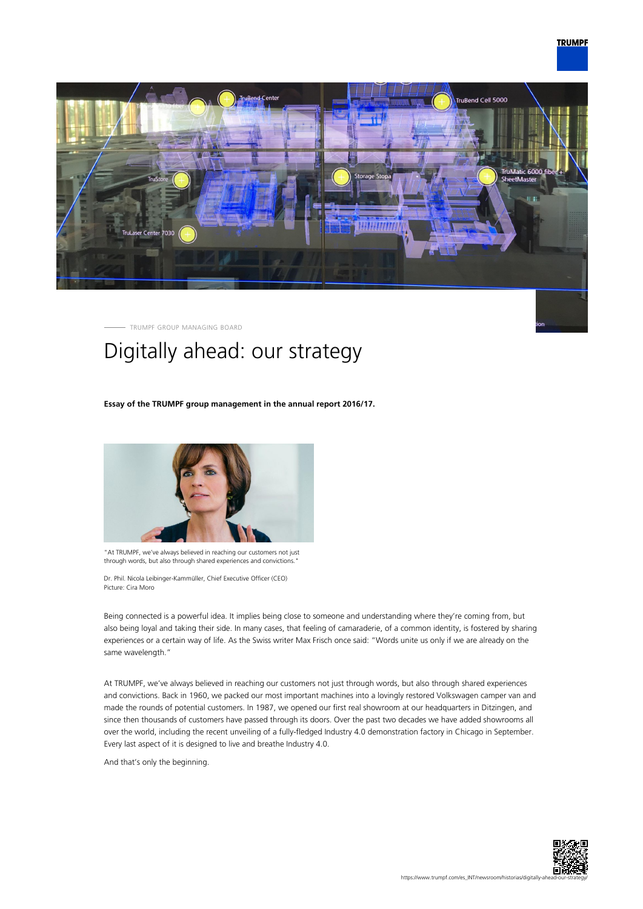TRUMPF GROUP MANAGING BOARD

# Digitally ahead: our strategy

**Essay of the TRUMPF group management in the annual report 2016/17.**

"At TRUMPF, we've always believed in reaching our customers not just through words, but also through shared experiences and convictions."

Dr. Phil. Nicola Leibinger-Kammüller, Chief Executive Officer (CEO)
Picture: Cira Moro

Being connected is a powerful idea. It implies being close to someone and understanding where they're coming from, but also being loyal and taking their side. In many cases, that feeling of camaraderie, of a common identity, is fostered by sharing experiences or a certain way of life. As the Swiss writer Max Frisch once said: "Words unite us only if we are already on the same wavelength."

At TRUMPF, we've always believed in reaching our customers not just through words, but also through shared experiences and convictions. Back in 1960, we packed our most important machines into a lovingly restored Volkswagen camper van and made the rounds of potential customers. In 1987, we opened our first real showroom at our headquarters in Ditzingen, and since then thousands of customers have passed through its doors. Over the past two decades we have added showrooms all over the world, including the recent unveiling of a fully-fledged Industry 4.0 demonstration factory in Chicago in September. Every last aspect of it is designed to live and breathe Industry 4.0.

And that's only the beginning.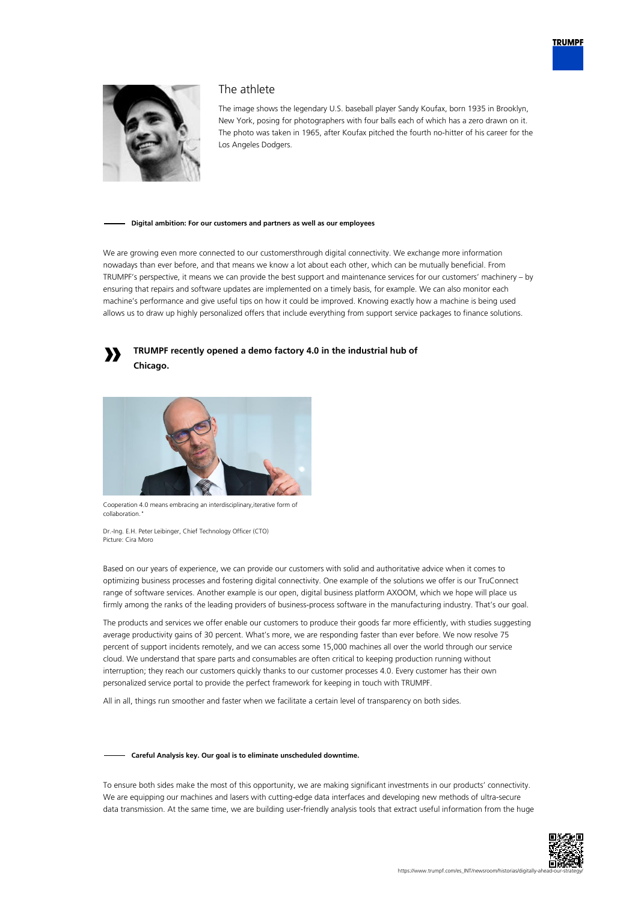## The athlete

The image shows the legendary U.S. baseball player Sandy Koufax, born 1935 in Brooklyn, New York, posing for photographers with four balls each of which has a zero drawn on it. The photo was taken in 1965, after Koufax pitched the fourth no-hitter of his career for the Los Angeles Dodgers.

**Digital ambition: For our customers and partners as well as our employees**

We are growing even more connected to our customersthrough digital connectivity. We exchange more information nowadays than ever before, and that means we know a lot about each other, which can be mutually beneficial. From TRUMPF's perspective, it means we can provide the best support and maintenance services for our customers' machinery – by ensuring that repairs and software updates are implemented on a timely basis, for example. We can also monitor each machine's performance and give useful tips on how it could be improved. Knowing exactly how a machine is being used allows us to draw up highly personalized offers that include everything from support service packages to finance solutions.

> **TRUMPF recently opened a demo factory 4.0 in the industrial hub of Chicago.**

Cooperation 4.0 means embracing an interdisciplinary,iterative form of collaboration."

Dr.-Ing. E.H. Peter Leibinger, Chief Technology Officer (CTO)
Picture: Cira Moro

Based on our years of experience, we can provide our customers with solid and authoritative advice when it comes to optimizing business processes and fostering digital connectivity. One example of the solutions we offer is our TruConnect range of software services. Another example is our open, digital business platform AXOOM, which we hope will place us firmly among the ranks of the leading providers of business-process software in the manufacturing industry. That's our goal.

The products and services we offer enable our customers to produce their goods far more efficiently, with studies suggesting average productivity gains of 30 percent. What's more, we are responding faster than ever before. We now resolve 75 percent of support incidents remotely, and we can access some 15,000 machines all over the world through our service cloud. We understand that spare parts and consumables are often critical to keeping production running without interruption; they reach our customers quickly thanks to our customer processes 4.0. Every customer has their own personalized service portal to provide the perfect framework for keeping in touch with TRUMPF.

All in all, things run smoother and faster when we facilitate a certain level of transparency on both sides.

**Careful Analysis key. Our goal is to eliminate unscheduled downtime.**

To ensure both sides make the most of this opportunity, we are making significant investments in our products' connectivity. We are equipping our machines and lasers with cutting-edge data interfaces and developing new methods of ultra-secure data transmission. At the same time, we are building user-friendly analysis tools that extract useful information from the huge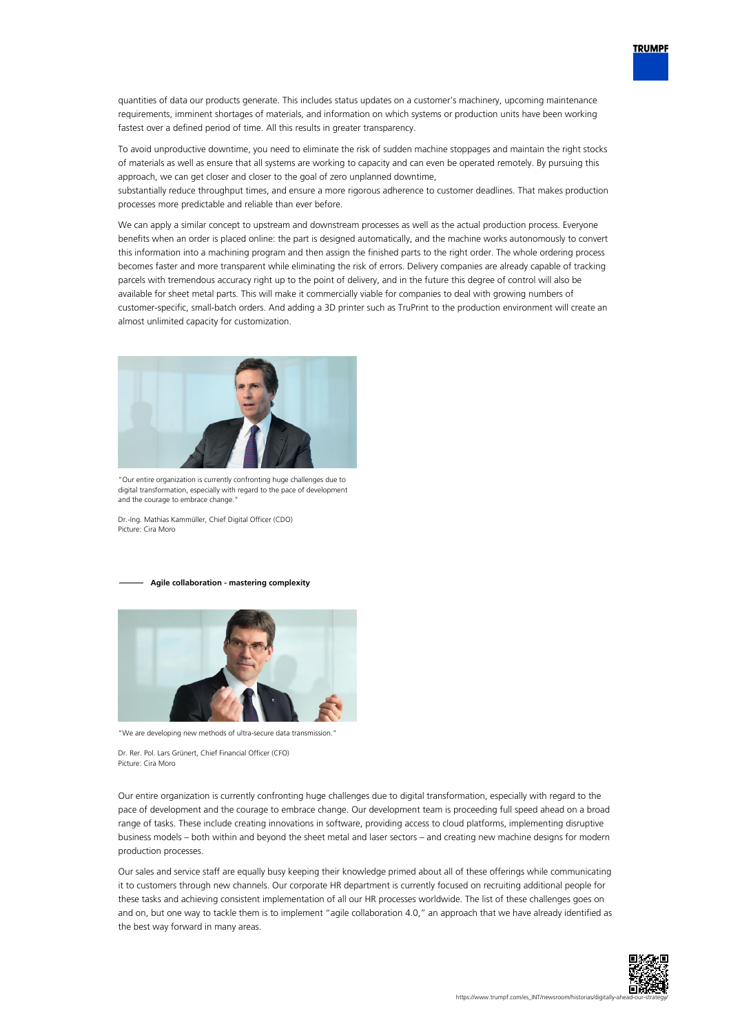quantities of data our products generate. This includes status updates on a customer's machinery, upcoming maintenance requirements, imminent shortages of materials, and information on which systems or production units have been working fastest over a defined period of time. All this results in greater transparency.

To avoid unproductive downtime, you need to eliminate the risk of sudden machine stoppages and maintain the right stocks of materials as well as ensure that all systems are working to capacity and can even be operated remotely. By pursuing this approach, we can get closer and closer to the goal of zero unplanned downtime,
substantially reduce throughput times, and ensure a more rigorous adherence to customer deadlines. That makes production processes more predictable and reliable than ever before.

We can apply a similar concept to upstream and downstream processes as well as the actual production process. Everyone benefits when an order is placed online: the part is designed automatically, and the machine works autonomously to convert this information into a machining program and then assign the finished parts to the right order. The whole ordering process becomes faster and more transparent while eliminating the risk of errors. Delivery companies are already capable of tracking parcels with tremendous accuracy right up to the point of delivery, and in the future this degree of control will also be available for sheet metal parts. This will make it commercially viable for companies to deal with growing numbers of customer-specific, small-batch orders. And adding a 3D printer such as TruPrint to the production environment will create an almost unlimited capacity for customization.

"Our entire organization is currently confronting huge challenges due to digital transformation, especially with regard to the pace of development and the courage to embrace change."

Dr.-Ing. Mathias Kammüller, Chief Digital Officer (CDO)
Picture: Cira Moro

**Agile collaboration - mastering complexity**

"We are developing new methods of ultra-secure data transmission."

Dr. Rer. Pol. Lars Grünert, Chief Financial Officer (CFO)
Picture: Cira Moro

Our entire organization is currently confronting huge challenges due to digital transformation, especially with regard to the pace of development and the courage to embrace change. Our development team is proceeding full speed ahead on a broad range of tasks. These include creating innovations in software, providing access to cloud platforms, implementing disruptive business models – both within and beyond the sheet metal and laser sectors – and creating new machine designs for modern production processes.

Our sales and service staff are equally busy keeping their knowledge primed about all of these offerings while communicating it to customers through new channels. Our corporate HR department is currently focused on recruiting additional people for these tasks and achieving consistent implementation of all our HR processes worldwide. The list of these challenges goes on and on, but one way to tackle them is to implement "agile collaboration 4.0," an approach that we have already identified as the best way forward in many areas.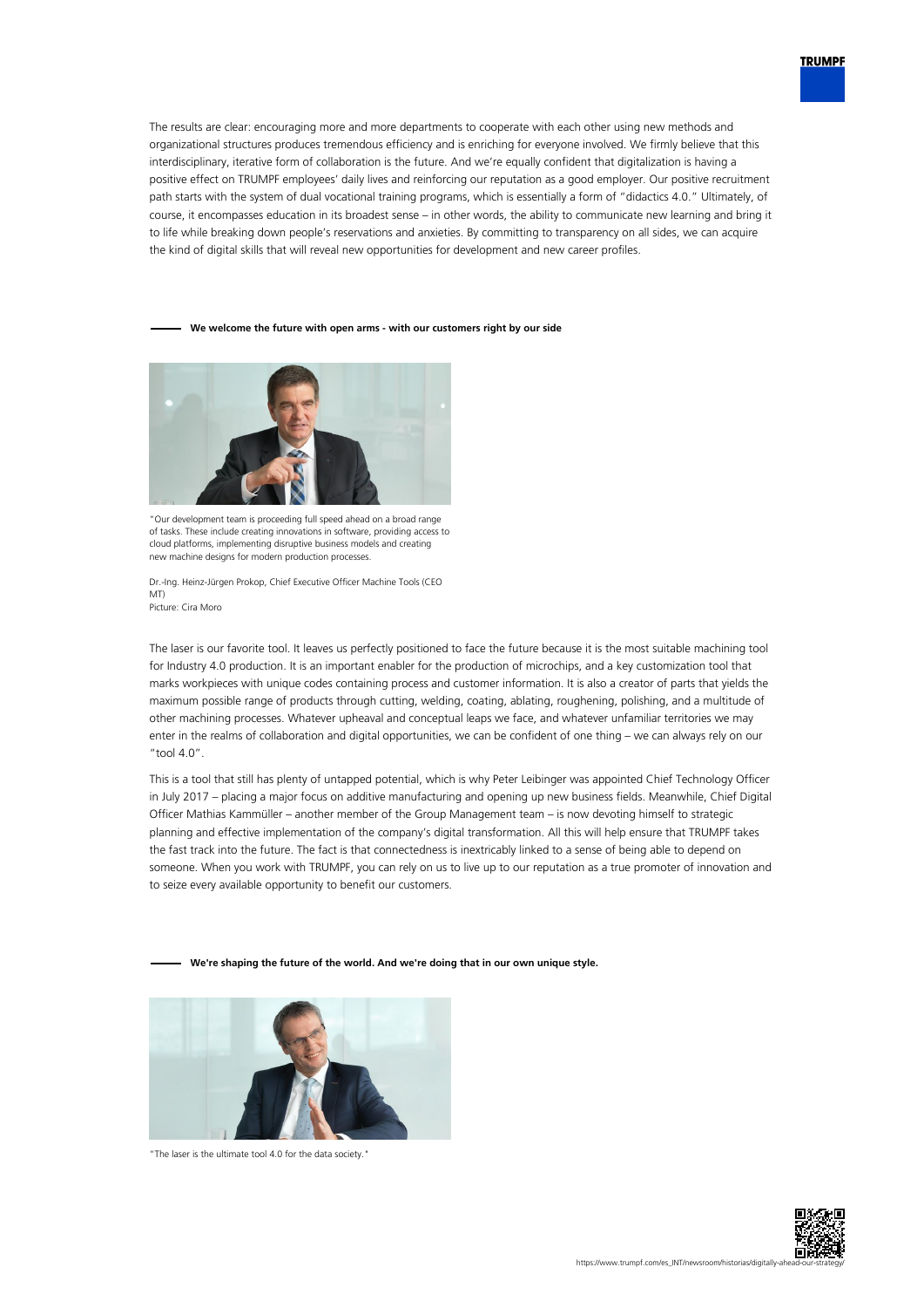The results are clear: encouraging more and more departments to cooperate with each other using new methods and organizational structures produces tremendous efficiency and is enriching for everyone involved. We firmly believe that this interdisciplinary, iterative form of collaboration is the future. And we're equally confident that digitalization is having a positive effect on TRUMPF employees' daily lives and reinforcing our reputation as a good employer. Our positive recruitment path starts with the system of dual vocational training programs, which is essentially a form of "didactics 4.0." Ultimately, of course, it encompasses education in its broadest sense – in other words, the ability to communicate new learning and bring it to life while breaking down people's reservations and anxieties. By committing to transparency on all sides, we can acquire the kind of digital skills that will reveal new opportunities for development and new career profiles.

**We welcome the future with open arms - with our customers right by our side**

"Our development team is proceeding full speed ahead on a broad range of tasks. These include creating innovations in software, providing access to cloud platforms, implementing disruptive business models and creating new machine designs for modern production processes.

Dr.-Ing. Heinz-Jürgen Prokop, Chief Executive Officer Machine Tools (CEO MT)
Picture: Cira Moro

The laser is our favorite tool. It leaves us perfectly positioned to face the future because it is the most suitable machining tool for Industry 4.0 production. It is an important enabler for the production of microchips, and a key customization tool that marks workpieces with unique codes containing process and customer information. It is also a creator of parts that yields the maximum possible range of products through cutting, welding, coating, ablating, roughening, polishing, and a multitude of other machining processes. Whatever upheaval and conceptual leaps we face, and whatever unfamiliar territories we may enter in the realms of collaboration and digital opportunities, we can be confident of one thing – we can always rely on our "tool 4.0".

This is a tool that still has plenty of untapped potential, which is why Peter Leibinger was appointed Chief Technology Officer in July 2017 – placing a major focus on additive manufacturing and opening up new business fields. Meanwhile, Chief Digital Officer Mathias Kammüller – another member of the Group Management team – is now devoting himself to strategic planning and effective implementation of the company's digital transformation. All this will help ensure that TRUMPF takes the fast track into the future. The fact is that connectedness is inextricably linked to a sense of being able to depend on someone. When you work with TRUMPF, you can rely on us to live up to our reputation as a true promoter of innovation and to seize every available opportunity to benefit our customers.

**We're shaping the future of the world. And we're doing that in our own unique style.**

"The laser is the ultimate tool 4.0 for the data society."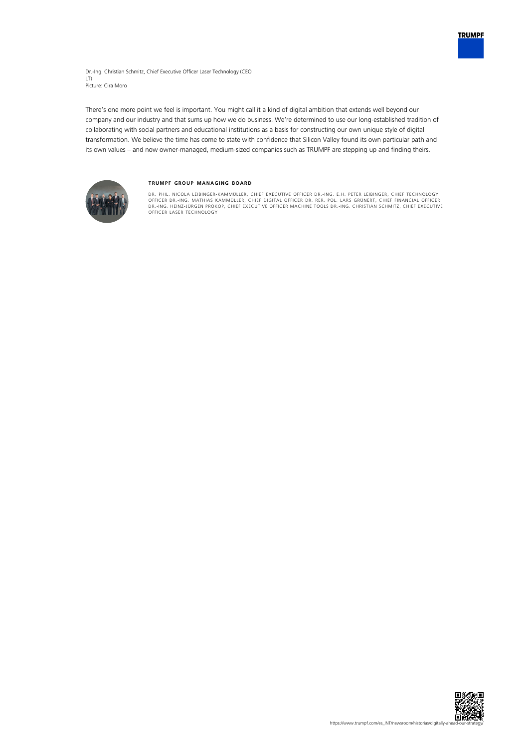Dr.-Ing. Christian Schmitz, Chief Executive Officer Laser Technology (CEO LT)
Picture: Cira Moro

There's one more point we feel is important. You might call it a kind of digital ambition that extends well beyond our company and our industry and that sums up how we do business. We're determined to use our long-established tradition of collaborating with social partners and educational institutions as a basis for constructing our own unique style of digital transformation. We believe the time has come to state with confidence that Silicon Valley found its own particular path and its own values – and now owner-managed, medium-sized companies such as TRUMPF are stepping up and finding theirs.

**TRUMPF GROUP MANAGING BOARD**

DR. PHIL. NICOLA LEIBINGER-KAMMÜLLER, CHIEF EXECUTIVE OFFICER DR.-ING. E.H. PETER LEIBINGER, CHIEF TECHNOLOGY OFFICER DR.-ING. MATHIAS KAMMÜLLER, CHIEF DIGITAL OFFICER DR. RER. POL. LARS GRÜNERT, CHIEF FINANCIAL OFFICER DR.-ING. HEINZ-JÜRGEN PROKOP, CHIEF EXECUTIVE OFFICER MACHINE TOOLS DR.-ING. CHRISTIAN SCHMITZ, CHIEF EXECUTIVE OFFICER LASER TECHNOLOGY